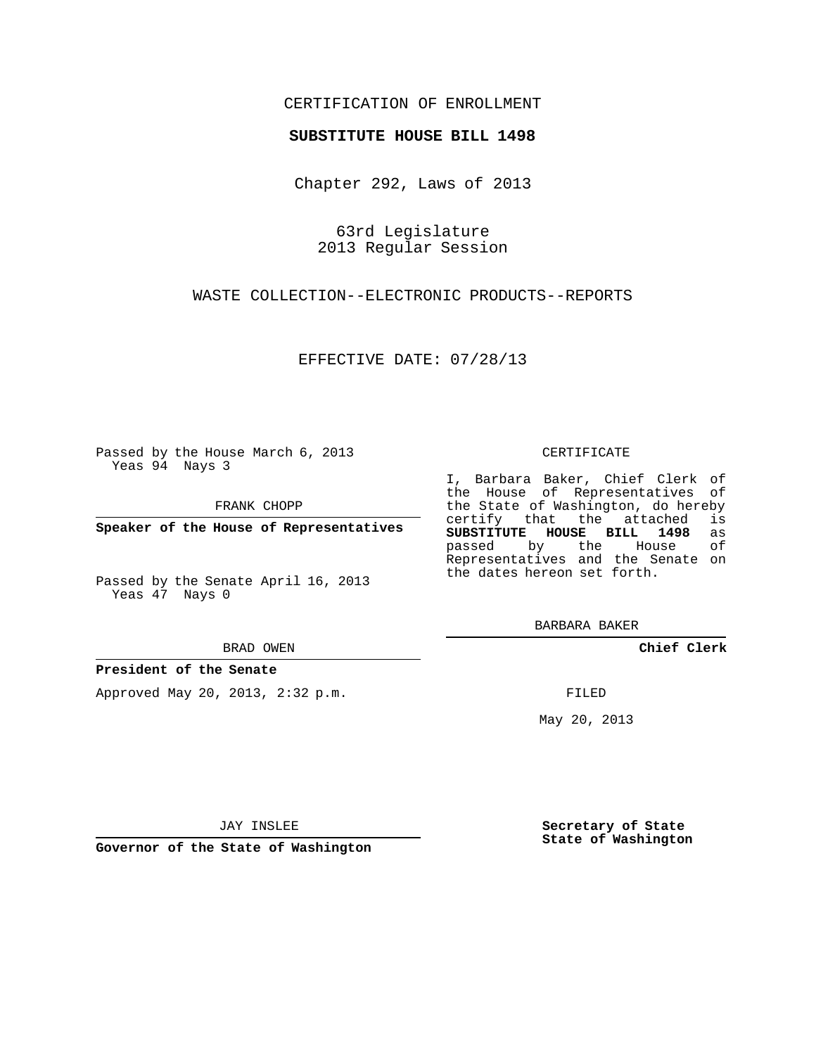CERTIFICATION OF ENROLLMENT

**SUBSTITUTE HOUSE BILL 1498**

Chapter 292, Laws of 2013

63rd Legislature
2013 Regular Session

WASTE COLLECTION--ELECTRONIC PRODUCTS--REPORTS

EFFECTIVE DATE: 07/28/13

Passed by the House March 6, 2013
Yeas 94 Nays 3

FRANK CHOPP

**Speaker of the House of Representatives**

Passed by the Senate April 16, 2013
Yeas 47 Nays 0

BRAD OWEN

**President of the Senate**

Approved May 20, 2013, 2:32 p.m.

JAY INSLEE

**Governor of the State of Washington**

CERTIFICATE

I, Barbara Baker, Chief Clerk of the House of Representatives of the State of Washington, do hereby certify that the attached is **SUBSTITUTE HOUSE BILL 1498** as passed by the House of Representatives and the Senate on the dates hereon set forth.

BARBARA BAKER

**Chief Clerk**

FILED

May 20, 2013

**Secretary of State**
**State of Washington**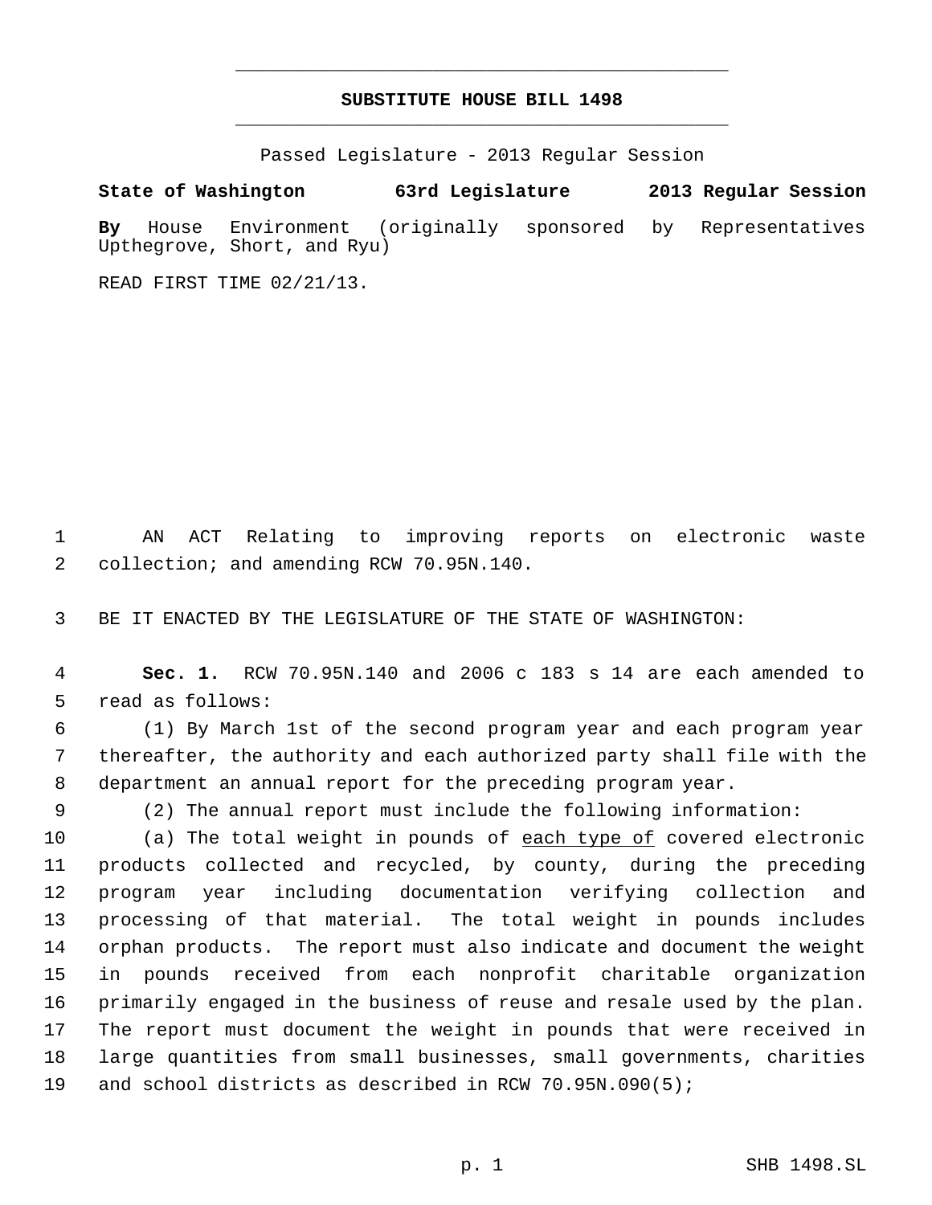# SUBSTITUTE HOUSE BILL 1498

Passed Legislature - 2013 Regular Session

**State of Washington 63rd Legislature 2013 Regular Session**

**By** House Environment (originally sponsored by Representatives Upthegrove, Short, and Ryu)

READ FIRST TIME 02/21/13.

1 AN ACT Relating to improving reports on electronic waste
2 collection; and amending RCW 70.95N.140.

3 BE IT ENACTED BY THE LEGISLATURE OF THE STATE OF WASHINGTON:

4 **Sec. 1.** RCW 70.95N.140 and 2006 c 183 s 14 are each amended to
5 read as follows:

6 (1) By March 1st of the second program year and each program year
7 thereafter, the authority and each authorized party shall file with the
8 department an annual report for the preceding program year.

9 (2) The annual report must include the following information:

10 (a) The total weight in pounds of <u>each type of</u> covered electronic
11 products collected and recycled, by county, during the preceding
12 program year including documentation verifying collection and
13 processing of that material. The total weight in pounds includes
14 orphan products. The report must also indicate and document the weight
15 in pounds received from each nonprofit charitable organization
16 primarily engaged in the business of reuse and resale used by the plan.
17 The report must document the weight in pounds that were received in
18 large quantities from small businesses, small governments, charities
19 and school districts as described in RCW 70.95N.090(5);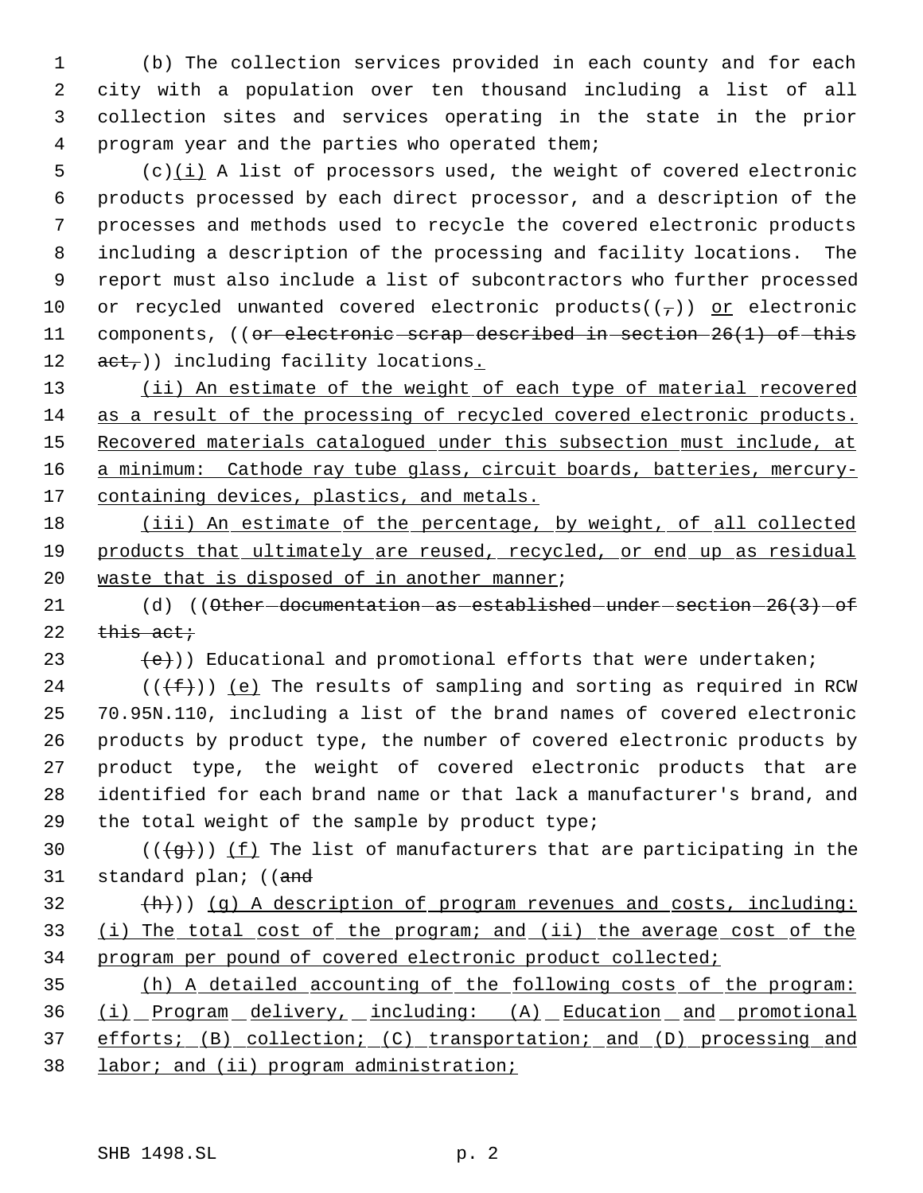(b) The collection services provided in each county and for each city with a population over ten thousand including a list of all collection sites and services operating in the state in the prior program year and the parties who operated them;

(c)(i) A list of processors used, the weight of covered electronic products processed by each direct processor, and a description of the processes and methods used to recycle the covered electronic products including a description of the processing and facility locations. The report must also include a list of subcontractors who further processed or recycled unwanted covered electronic products((,)) or electronic components, ((or electronic scrap described in section 26(1) of this act,)) including facility locations.

(ii) An estimate of the weight of each type of material recovered as a result of the processing of recycled covered electronic products. Recovered materials catalogued under this subsection must include, at a minimum: Cathode ray tube glass, circuit boards, batteries, mercury-containing devices, plastics, and metals.

(iii) An estimate of the percentage, by weight, of all collected products that ultimately are reused, recycled, or end up as residual waste that is disposed of in another manner;

(d) ((Other documentation as established under section 26(3) of this act;

(e))) Educational and promotional efforts that were undertaken;

(((f))) (e) The results of sampling and sorting as required in RCW 70.95N.110, including a list of the brand names of covered electronic products by product type, the number of covered electronic products by product type, the weight of covered electronic products that are identified for each brand name or that lack a manufacturer's brand, and the total weight of the sample by product type;

(((g))) (f) The list of manufacturers that are participating in the standard plan; ((and

(h))) (g) A description of program revenues and costs, including: (i) The total cost of the program; and (ii) the average cost of the program per pound of covered electronic product collected;

(h) A detailed accounting of the following costs of the program: (i) Program delivery, including: (A) Education and promotional efforts; (B) collection; (C) transportation; and (D) processing and labor; and (ii) program administration;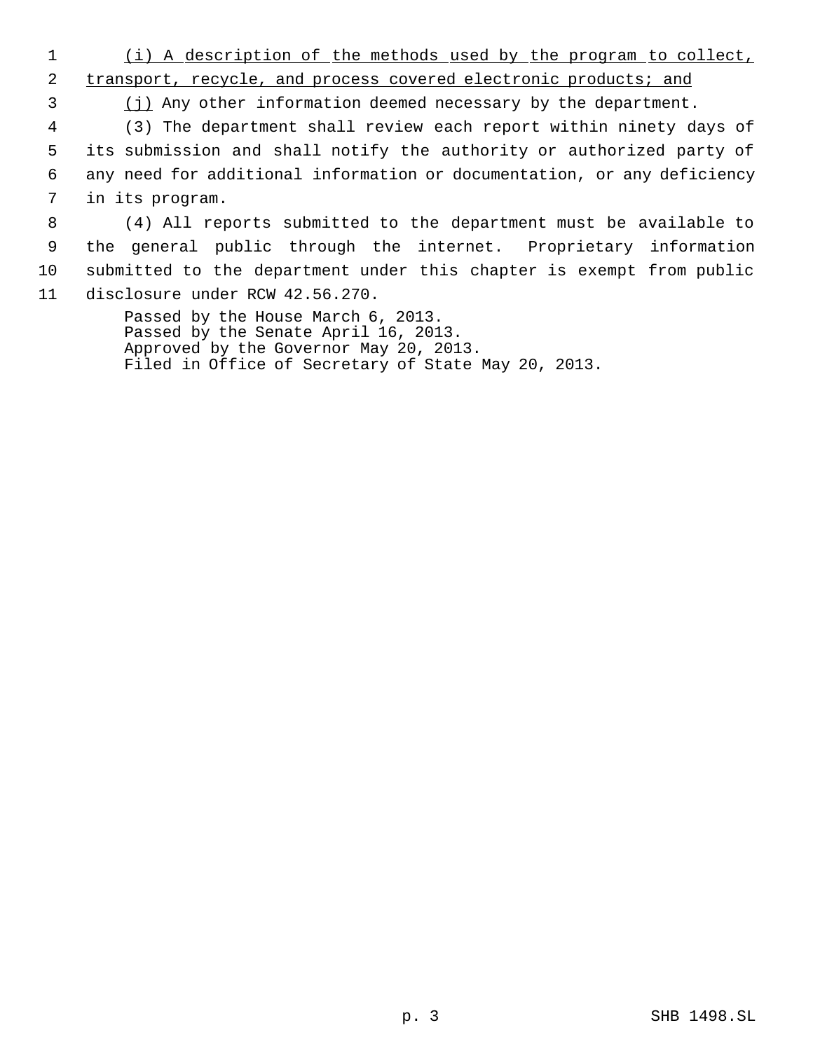(i) A description of the methods used by the program to collect, transport, recycle, and process covered electronic products; and

(j) Any other information deemed necessary by the department.

(3) The department shall review each report within ninety days of its submission and shall notify the authority or authorized party of any need for additional information or documentation, or any deficiency in its program.

(4) All reports submitted to the department must be available to the general public through the internet. Proprietary information submitted to the department under this chapter is exempt from public disclosure under RCW 42.56.270.

Passed by the House March 6, 2013.
Passed by the Senate April 16, 2013.
Approved by the Governor May 20, 2013.
Filed in Office of Secretary of State May 20, 2013.